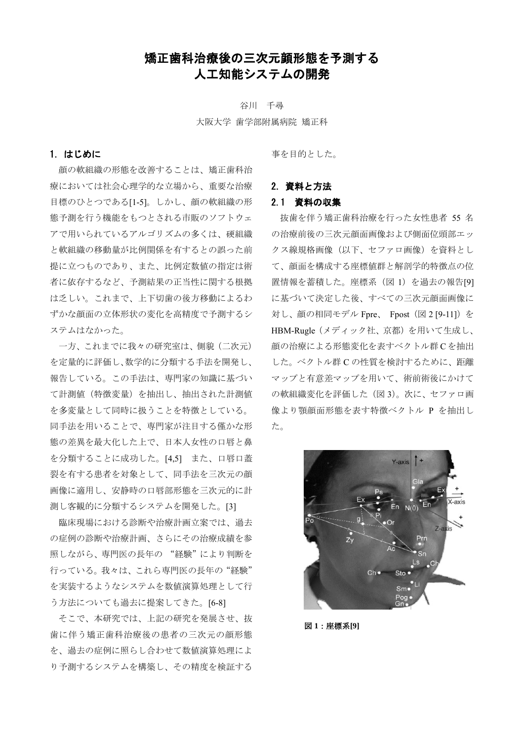# 矯正歯科治療後の三次元顔形態を予測する人工知能システムの開発

谷川　千尋

大阪大学 歯学部附属病院 矯正科

## 1. はじめに

顔の軟組織の形態を改善することは、矯正歯科治療においては社会心理学的な立場から、重要な治療目標のひとつである[1-5]。しかし、顔の軟組織の形態予測を行う機能をもつとされる市販のソフトウェアで用いられているアルゴリズムの多くは、硬組織と軟組織の移動量が比例関係を有するとの誤った前提に立つものであり、また、比例定数値の指定は術者に依存するなど、予測結果の正当性に関する根拠は乏しい。これまで、上下切歯の後方移動によるわずかな顔面の立体形状の変化を高精度で予測するシステムはなかった。

一方、これまでに我々の研究室は、側貌（二次元）を定量的に評価し、数学的に分類する手法を開発し、報告している。この手法は、専門家の知識に基づいて計測値（特徴変量）を抽出し、抽出された計測値を多変量として同時に扱うことを特徴としている。同手法を用いることで、専門家が注目する僅かな形態の差異を最大化した上で、日本人女性の口唇と鼻を分類することに成功した。[4,5]　また、口唇口蓋裂を有する患者を対象として、同手法を三次元の顔画像に適用し、安静時の口唇部形態を三次元的に計測し客観的に分類するシステムを開発した。[3]

臨床現場における診断や治療計画立案では、過去の症例の診断や治療計画、さらにその治療成績を参照しながら、専門医の長年の “経験”により判断を行っている。我々は、これら専門医の長年の“経験”を実装するようなシステムを数値演算処理として行う方法についても過去に提案してきた。[6-8]

そこで、本研究では、上記の研究を発展させ、抜歯に伴う矯正歯科治療後の患者の三次元の顔形態を、過去の症例に照らし合わせて数値演算処理により予測するシステムを構築し、その精度を検証する事を目的とした。

## 2. 資料と方法

### 2.1　資料の収集

抜歯を伴う矯正歯科治療を行った女性患者 55 名の治療前後の三次元顔面画像および側面位頭部エックス線規格画像（以下、セファロ画像）を資料として、顔面を構成する座標値群と解剖学的特徴点の位置情報を蓄積した。座標系（図 1）を過去の報告[9]に基づいて決定した後、すべての三次元顔面画像に対し、顔の相同モデル Fpre、 Fpost（図 2 [9-11]）を HBM-Rugle（メディック社、京都）を用いて生成し、顔の治療による形態変化を表すベクトル群 C を抽出した。ベクトル群 C の性質を検討するために、距離マップと有意差マップを用いて、術前術後にかけての軟組織変化を評価した（図 3）。次に、セファロ画像より顎顔面形態を表す特徴ベクトル P を抽出した。

**図 1：座標系[9]**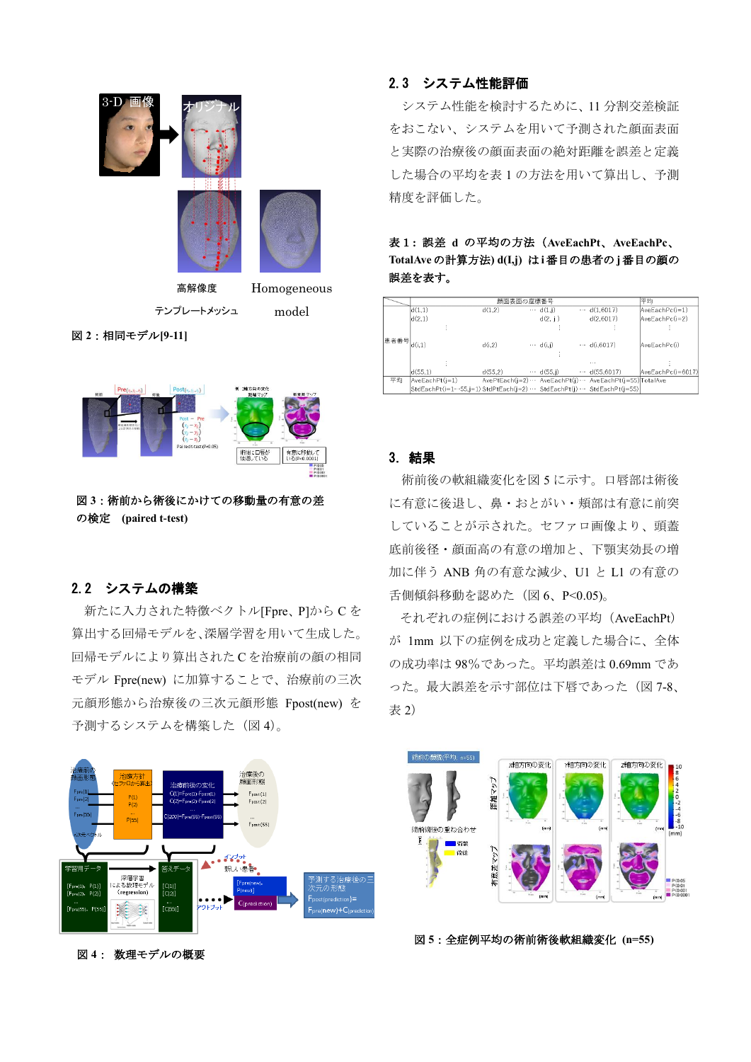図 2：相同モデル[9-11]

図 3：術前から術後にかけての移動量の有意の差の検定　(paired t-test)

## 2.2　システムの構築

新たに入力された特徴ベクトル[Fpre, P]から C を算出する回帰モデルを、深層学習を用いて生成した。回帰モデルにより算出された C を治療前の顔の相同モデル Fpre(new) に加算することで、治療前の三次元顔形態から治療後の三次元顔形態 Fpost(new) を予測するシステムを構築した（図 4）。

図 4：　数理モデルの概要

## 2.3　システム性能評価

システム性能を検討するために、11 分割交差検証をおこない、システムを用いて予測された顔面表面と実際の治療後の顔面表面の絶対距離を誤差と定義した場合の平均を表 1 の方法を用いて算出し、予測精度を評価した。

**表 1：誤差　d　の平均の方法（AveEachPt、AveEachPc、TotalAve の計算方法) d(I,j)　は i 番目の患者の j 番目の顔の誤差を表す。**

| | 顔面表面の座標番号 | | | | | 平均 |
|---|---|---|---|---|---|---|
| 患者番号 | d(1,1) | d(1,2) | ··· d(1,j) | ··· | d(1,6017) | AveEachPc(i=1) |
| | d(2,1) | | d(2, j) | | d(2,6017) | AveEachPc(i=2) |
| | ⋮ | | ⋮ | | ⋮ | ⋮ |
| | d(i,1) | d(i,2) | ··· d(i,j) | ··· | d(i,6017) | AveEachPc(i) |
| | ⋮ | | ⋮ | | ⋮ | ⋮ |
| | d(55,1) | d(55,2) | ··· d(55,j) | ··· | d(55,6017) | AveEachPc(i=6017) |
| 平均 | AveEachPt(j=1) | AvePtEach(j=2) ··· | AveEachPt(j) ··· | | AveEachPt(j=55) | TotalAve |
| | StdEachPt(i=1~55,j=1) | StdPtEach(j=2) ··· | StdEachPt(j) ··· | | StdEachPt(j=55) | |

## 3.　結果

術前後の軟組織変化を図 5 に示す。口唇部は術後に有意に後退し、鼻・おとがい・頬部は有意に前突していることが示された。セファロ画像より、頭蓋底前後径・顔面高の有意の増加と、下顎実効長の増加に伴う ANB 角の有意な減少、U1 と L1 の有意の舌側傾斜移動を認めた（図 6、P<0.05)。

それぞれの症例における誤差の平均（AveEachPt）が　1mm　以下の症例を成功と定義した場合に、全体の成功率は 98%であった。平均誤差は 0.69mm であった。最大誤差を示す部位は下唇であった（図 7-8、表 2）

図 5：全症例平均の術前術後軟組織変化 (n=55)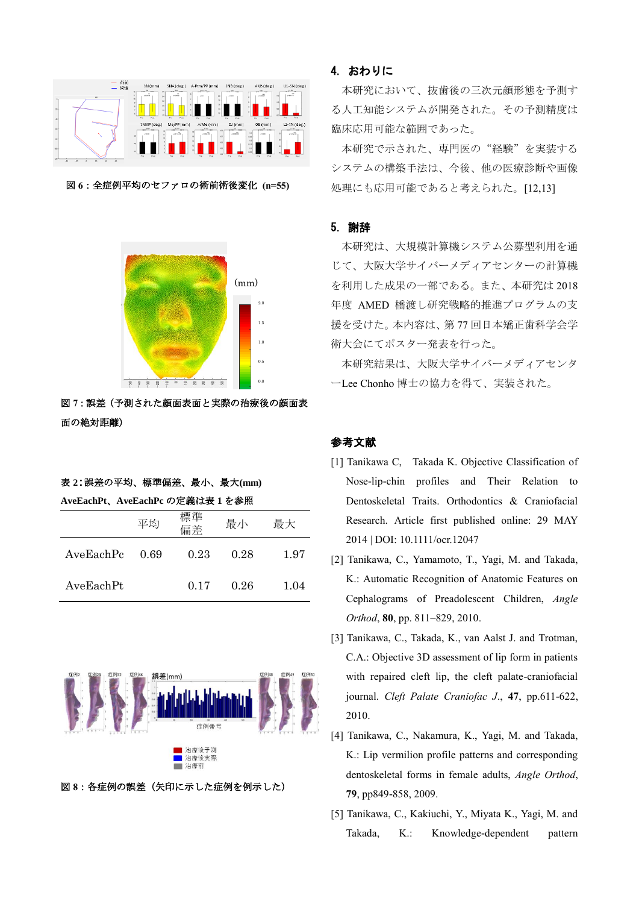図 6：全症例平均のセファロの術前術後変化 (n=55)

図 7：誤差（予測された顔面表面と実際の治療後の顔面表面の絶対距離）

表 2：誤差の平均、標準偏差、最小、最大(mm)
AveEachPt、AveEachPc の定義は表 1 を参照

| | 平均 | 標準偏差 | 最小 | 最大 |
|---|---|---|---|---|
| AveEachPc | 0.69 | 0.23 | 0.28 | 1.97 |
| AveEachPt | | 0.17 | 0.26 | 1.04 |

図 8：各症例の誤差（矢印に示した症例を例示した）

## 4. おわりに

本研究において、抜歯後の三次元顔形態を予測する人工知能システムが開発された。その予測精度は臨床応用可能な範囲であった。

本研究で示された、専門医の“経験”を実装するシステムの構築手法は、今後、他の医療診断や画像処理にも応用可能であると考えられた。[12,13]

## 5. 謝辞

本研究は、大規模計算機システム公募型利用を通じて、大阪大学サイバーメディアセンターの計算機を利用した成果の一部である。また、本研究は 2018 年度 AMED 橋渡し研究戦略的推進プログラムの支援を受けた。本内容は、第 77 回日本矯正歯科学会学術大会にてポスター発表を行った。

本研究結果は、大阪大学サイバーメディアセンターLee Chonho 博士の協力を得て、実装された。

## 参考文献

[1] Tanikawa C, Takada K. Objective Classification of Nose-lip-chin profiles and Their Relation to Dentoskeletal Traits. Orthodontics & Craniofacial Research. Article first published online: 29 MAY 2014 | DOI: 10.1111/ocr.12047

[2] Tanikawa, C., Yamamoto, T., Yagi, M. and Takada, K.: Automatic Recognition of Anatomic Features on Cephalograms of Preadolescent Children, *Angle Orthod*, **80**, pp. 811–829, 2010.

[3] Tanikawa, C., Takada, K., van Aalst J. and Trotman, C.A.: Objective 3D assessment of lip form in patients with repaired cleft lip, the cleft palate-craniofacial journal. *Cleft Palate Craniofac J.*, **47**, pp.611-622, 2010.

[4] Tanikawa, C., Nakamura, K., Yagi, M. and Takada, K.: Lip vermilion profile patterns and corresponding dentoskeletal forms in female adults, *Angle Orthod*, **79**, pp849-858, 2009.

[5] Tanikawa, C., Kakiuchi, Y., Miyata K., Yagi, M. and Takada, K.: Knowledge-dependent pattern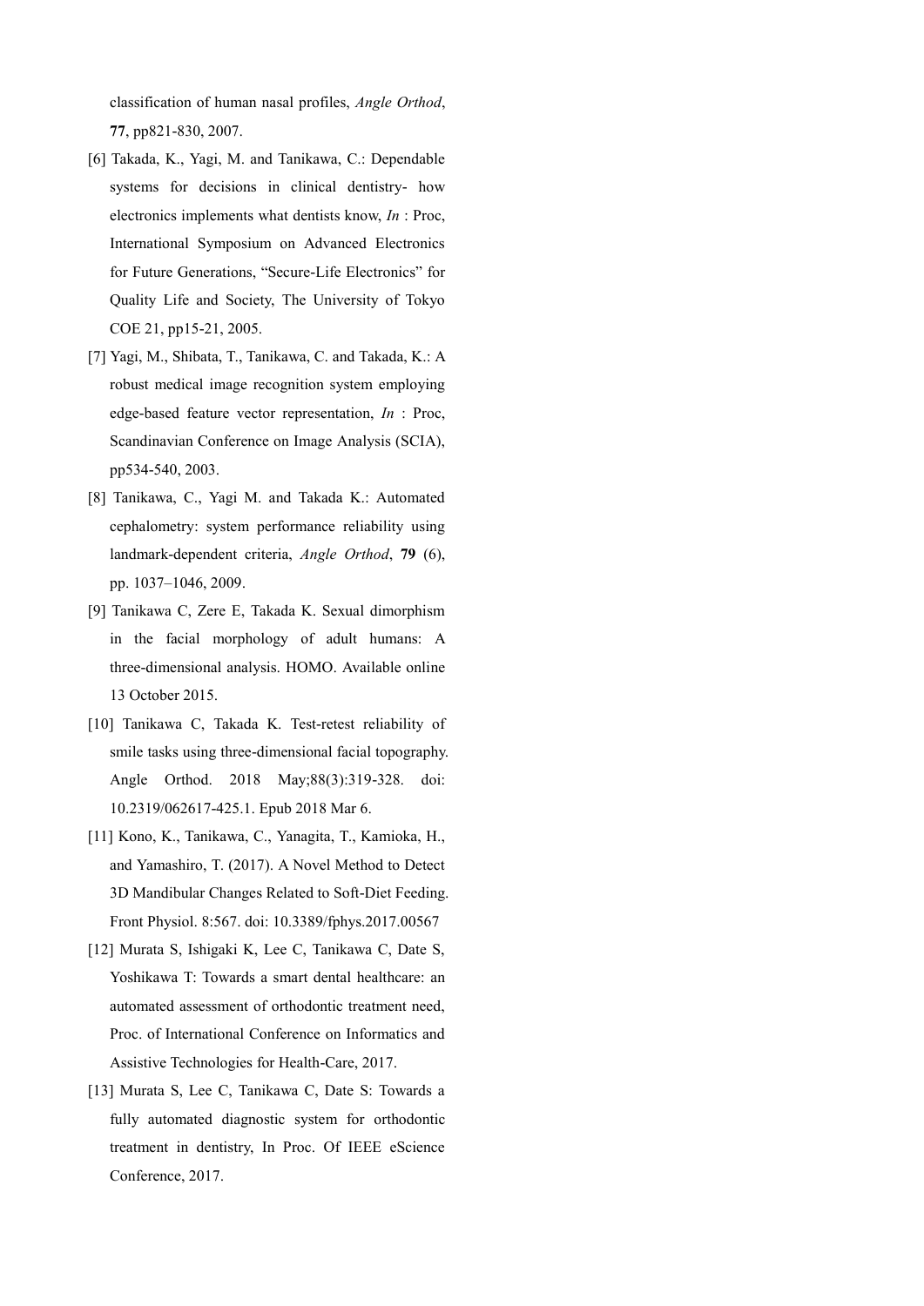classification of human nasal profiles, *Angle Orthod*, **77**, pp821-830, 2007.

[6] Takada, K., Yagi, M. and Tanikawa, C.: Dependable systems for decisions in clinical dentistry- how electronics implements what dentists know, *In* : Proc, International Symposium on Advanced Electronics for Future Generations, "Secure-Life Electronics" for Quality Life and Society, The University of Tokyo COE 21, pp15-21, 2005.

[7] Yagi, M., Shibata, T., Tanikawa, C. and Takada, K.: A robust medical image recognition system employing edge-based feature vector representation, *In* : Proc, Scandinavian Conference on Image Analysis (SCIA), pp534-540, 2003.

[8] Tanikawa, C., Yagi M. and Takada K.: Automated cephalometry: system performance reliability using landmark-dependent criteria, *Angle Orthod*, **79** (6), pp. 1037–1046, 2009.

[9] Tanikawa C, Zere E, Takada K. Sexual dimorphism in the facial morphology of adult humans: A three-dimensional analysis. HOMO. Available online 13 October 2015.

[10] Tanikawa C, Takada K. Test-retest reliability of smile tasks using three-dimensional facial topography. Angle Orthod. 2018 May;88(3):319-328. doi: 10.2319/062617-425.1. Epub 2018 Mar 6.

[11] Kono, K., Tanikawa, C., Yanagita, T., Kamioka, H., and Yamashiro, T. (2017). A Novel Method to Detect 3D Mandibular Changes Related to Soft-Diet Feeding. Front Physiol. 8:567. doi: 10.3389/fphys.2017.00567

[12] Murata S, Ishigaki K, Lee C, Tanikawa C, Date S, Yoshikawa T: Towards a smart dental healthcare: an automated assessment of orthodontic treatment need, Proc. of International Conference on Informatics and Assistive Technologies for Health-Care, 2017.

[13] Murata S, Lee C, Tanikawa C, Date S: Towards a fully automated diagnostic system for orthodontic treatment in dentistry, In Proc. Of IEEE eScience Conference, 2017.